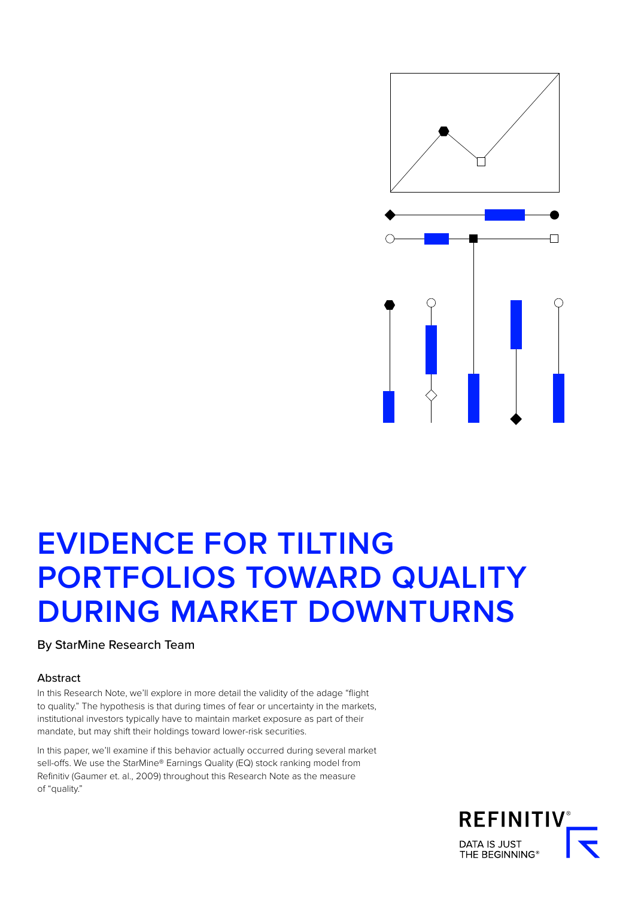# EVIDENCE FOR TILTING PORTFOLIOS TOWARD QUALITY DURING MARKET DOWNTURNS

By StarMine Research Team

## Abstract

In this Research Note, we'll explore in more detail the validity of the adage "flight to quality." The hypothesis is that during times of fear or uncertainty in the markets, institutional investors typically have to maintain market exposure as part of their mandate, but may shift their holdings toward lower-risk securities.

In this paper, we'll examine if this behavior actually occurred during several market sell-offs. We use the StarMine® Earnings Quality (EQ) stock ranking model from Refinitiv (Gaumer et. al., 2009) throughout this Research Note as the measure of "quality."

REFINITIV®

DATA IS JUST THE BEGINNING®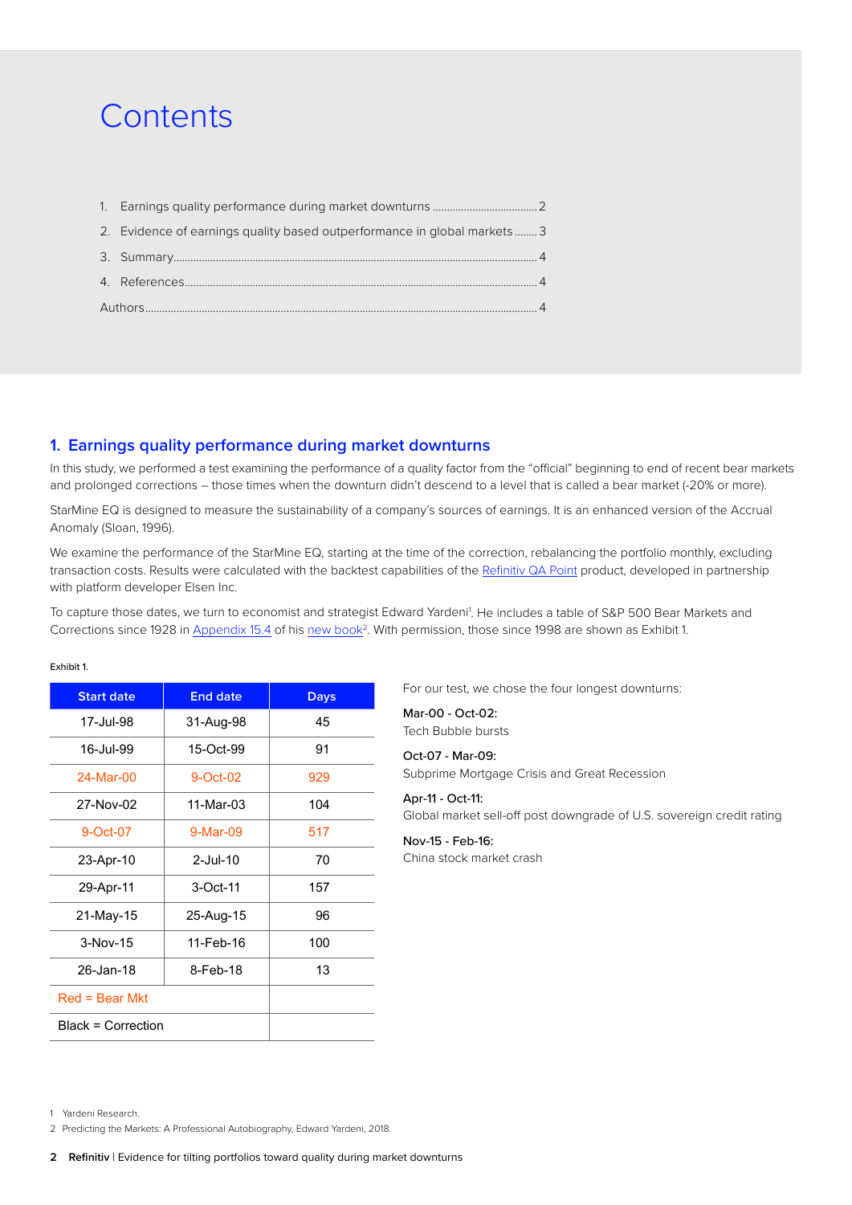# Contents

1. Earnings quality performance during market downturns ....................................2
2. Evidence of earnings quality based outperformance in global markets........3
3. Summary...................................................................................................................4
4. References................................................................................................................4

Authors.........................................................................................................................4

## 1. Earnings quality performance during market downturns

In this study, we performed a test examining the performance of a quality factor from the "official" beginning to end of recent bear markets and prolonged corrections – those times when the downturn didn't descend to a level that is called a bear market (-20% or more).

StarMine EQ is designed to measure the sustainability of a company's sources of earnings. It is an enhanced version of the Accrual Anomaly (Sloan, 1996).

We examine the performance of the StarMine EQ, starting at the time of the correction, rebalancing the portfolio monthly, excluding transaction costs. Results were calculated with the backtest capabilities of the Refinitiv QA Point product, developed in partnership with platform developer Elsen Inc.

To capture those dates, we turn to economist and strategist Edward Yardeni[1]. He includes a table of S&P 500 Bear Markets and Corrections since 1928 in Appendix 15.4 of his new book[2]. With permission, those since 1998 are shown as Exhibit 1.

Exhibit 1.

| Start date | End date | Days |
|---|---|---|
| 17-Jul-98 | 31-Aug-98 | 45 |
| 16-Jul-99 | 15-Oct-99 | 91 |
| 24-Mar-00 | 9-Oct-02 | 929 |
| 27-Nov-02 | 11-Mar-03 | 104 |
| 9-Oct-07 | 9-Mar-09 | 517 |
| 23-Apr-10 | 2-Jul-10 | 70 |
| 29-Apr-11 | 3-Oct-11 | 157 |
| 21-May-15 | 25-Aug-15 | 96 |
| 3-Nov-15 | 11-Feb-16 | 100 |
| 26-Jan-18 | 8-Feb-18 | 13 |
| Red = Bear Mkt | | |
| Black = Correction | | |

For our test, we chose the four longest downturns:

**Mar-00 - Oct-02:**
Tech Bubble bursts

**Oct-07 - Mar-09:**
Subprime Mortgage Crisis and Great Recession

**Apr-11 - Oct-11:**
Global market sell-off post downgrade of U.S. sovereign credit rating

**Nov-15 - Feb-16:**
China stock market crash

1 Yardeni Research.

2 Predicting the Markets: A Professional Autobiography, Edward Yardeni, 2018.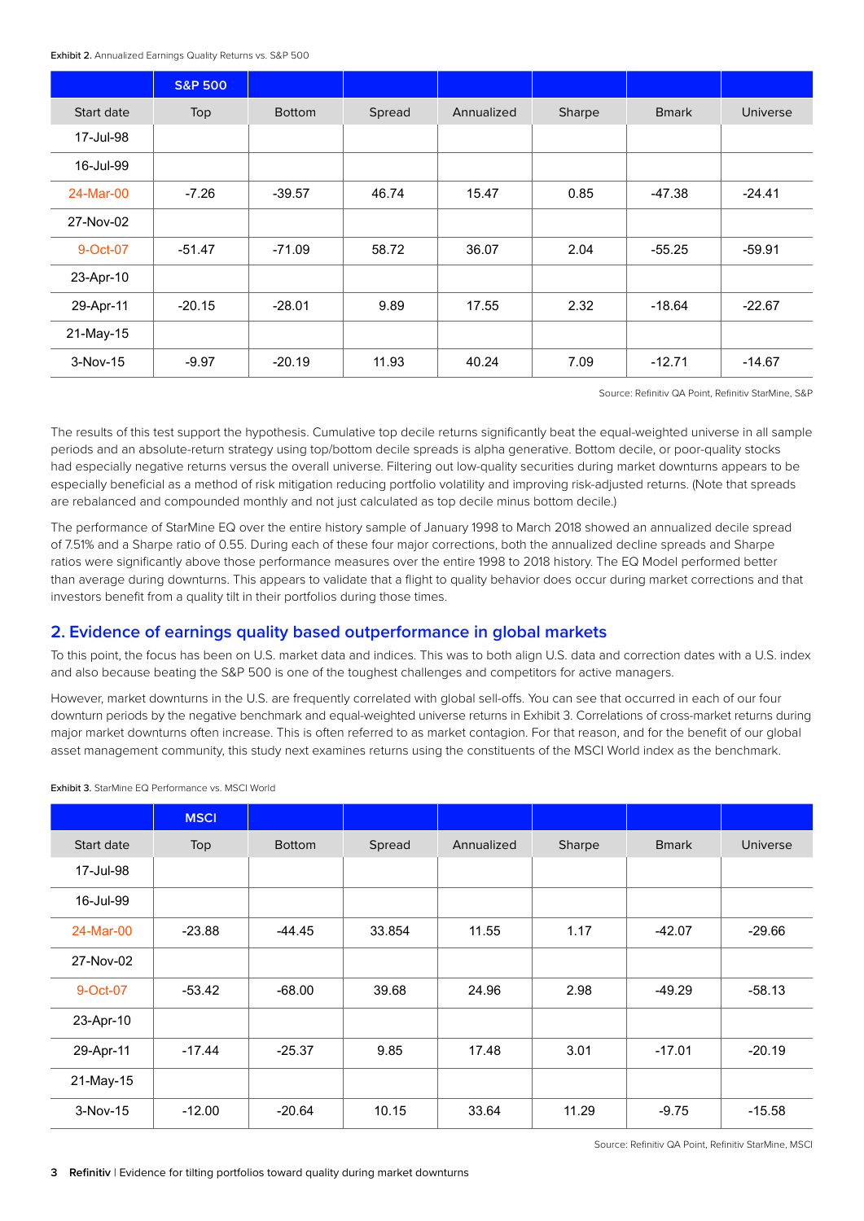**Exhibit 2.** Annualized Earnings Quality Returns vs. S&P 500

| | S&P 500 | | | | | | |
|---|---|---|---|---|---|---|---|
| Start date | Top | Bottom | Spread | Annualized | Sharpe | Bmark | Universe |
| 17-Jul-98 | | | | | | | |
| 16-Jul-99 | | | | | | | |
| 24-Mar-00 | -7.26 | -39.57 | 46.74 | 15.47 | 0.85 | -47.38 | -24.41 |
| 27-Nov-02 | | | | | | | |
| 9-Oct-07 | -51.47 | -71.09 | 58.72 | 36.07 | 2.04 | -55.25 | -59.91 |
| 23-Apr-10 | | | | | | | |
| 29-Apr-11 | -20.15 | -28.01 | 9.89 | 17.55 | 2.32 | -18.64 | -22.67 |
| 21-May-15 | | | | | | | |
| 3-Nov-15 | -9.97 | -20.19 | 11.93 | 40.24 | 7.09 | -12.71 | -14.67 |

Source: Refinitiv QA Point, Refinitiv StarMine, S&P

The results of this test support the hypothesis. Cumulative top decile returns significantly beat the equal-weighted universe in all sample periods and an absolute-return strategy using top/bottom decile spreads is alpha generative. Bottom decile, or poor-quality stocks had especially negative returns versus the overall universe. Filtering out low-quality securities during market downturns appears to be especially beneficial as a method of risk mitigation reducing portfolio volatility and improving risk-adjusted returns. (Note that spreads are rebalanced and compounded monthly and not just calculated as top decile minus bottom decile.)

The performance of StarMine EQ over the entire history sample of January 1998 to March 2018 showed an annualized decile spread of 7.51% and a Sharpe ratio of 0.55. During each of these four major corrections, both the annualized decline spreads and Sharpe ratios were significantly above those performance measures over the entire 1998 to 2018 history. The EQ Model performed better than average during downturns. This appears to validate that a flight to quality behavior does occur during market corrections and that investors benefit from a quality tilt in their portfolios during those times.

## 2. Evidence of earnings quality based outperformance in global markets

To this point, the focus has been on U.S. market data and indices. This was to both align U.S. data and correction dates with a U.S. index and also because beating the S&P 500 is one of the toughest challenges and competitors for active managers.

However, market downturns in the U.S. are frequently correlated with global sell-offs. You can see that occurred in each of our four downturn periods by the negative benchmark and equal-weighted universe returns in Exhibit 3. Correlations of cross-market returns during major market downturns often increase. This is often referred to as market contagion. For that reason, and for the benefit of our global asset management community, this study next examines returns using the constituents of the MSCI World index as the benchmark.

**Exhibit 3.** StarMine EQ Performance vs. MSCI World

| | MSCI | | | | | | |
|---|---|---|---|---|---|---|---|
| Start date | Top | Bottom | Spread | Annualized | Sharpe | Bmark | Universe |
| 17-Jul-98 | | | | | | | |
| 16-Jul-99 | | | | | | | |
| 24-Mar-00 | -23.88 | -44.45 | 33.854 | 11.55 | 1.17 | -42.07 | -29.66 |
| 27-Nov-02 | | | | | | | |
| 9-Oct-07 | -53.42 | -68.00 | 39.68 | 24.96 | 2.98 | -49.29 | -58.13 |
| 23-Apr-10 | | | | | | | |
| 29-Apr-11 | -17.44 | -25.37 | 9.85 | 17.48 | 3.01 | -17.01 | -20.19 |
| 21-May-15 | | | | | | | |
| 3-Nov-15 | -12.00 | -20.64 | 10.15 | 33.64 | 11.29 | -9.75 | -15.58 |

Source: Refinitiv QA Point, Refinitiv StarMine, MSCI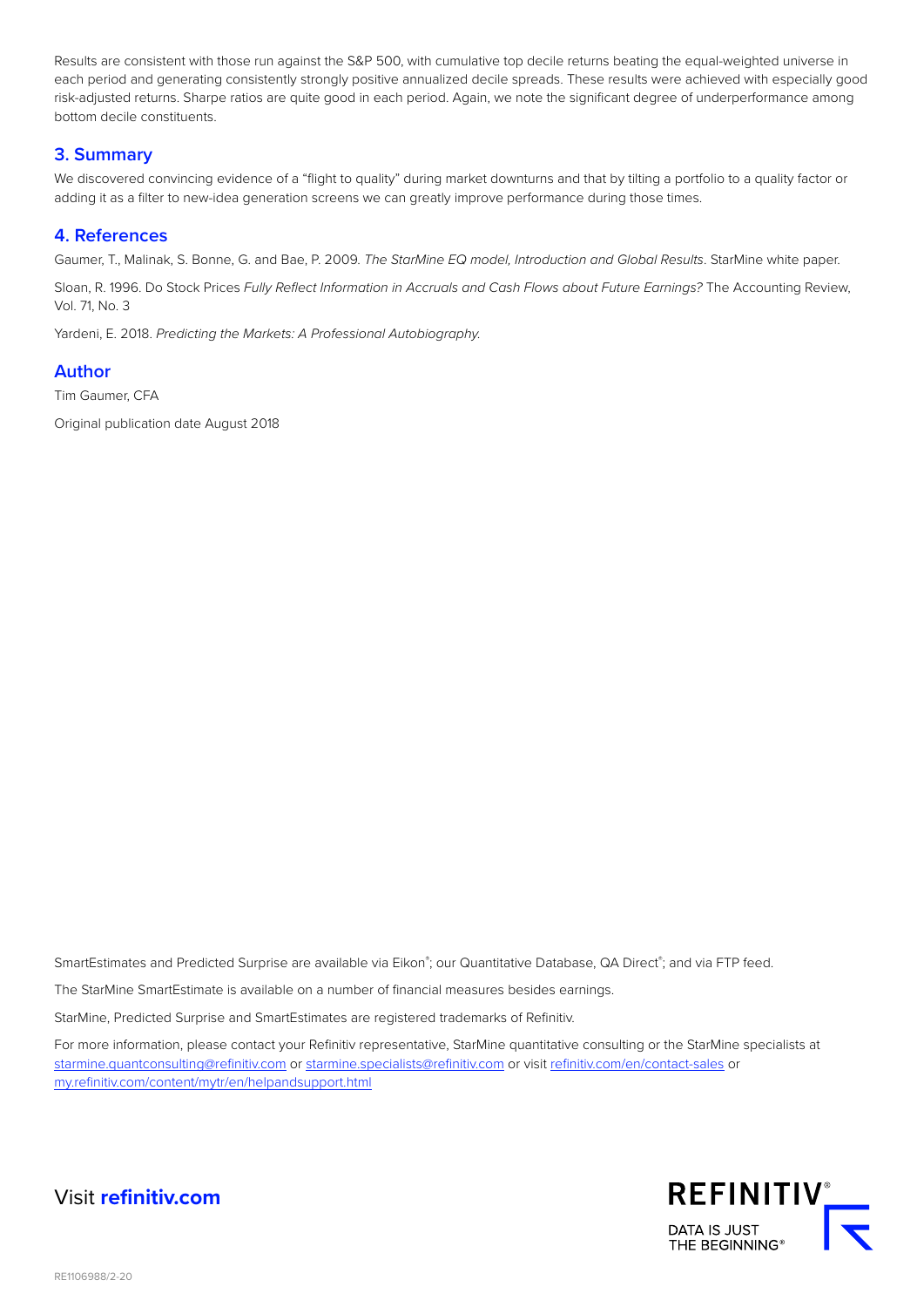Results are consistent with those run against the S&P 500, with cumulative top decile returns beating the equal-weighted universe in each period and generating consistently strongly positive annualized decile spreads. These results were achieved with especially good risk-adjusted returns. Sharpe ratios are quite good in each period. Again, we note the significant degree of underperformance among bottom decile constituents.

## 3. Summary

We discovered convincing evidence of a "flight to quality" during market downturns and that by tilting a portfolio to a quality factor or adding it as a filter to new-idea generation screens we can greatly improve performance during those times.

## 4. References

Gaumer, T., Malinak, S. Bonne, G. and Bae, P. 2009. *The StarMine EQ model, Introduction and Global Results*. StarMine white paper.

Sloan, R. 1996. Do Stock Prices *Fully Reflect Information in Accruals and Cash Flows about Future Earnings?* The Accounting Review, Vol. 71, No. 3

Yardeni, E. 2018. *Predicting the Markets: A Professional Autobiography.*

## Author

Tim Gaumer, CFA

Original publication date August 2018

SmartEstimates and Predicted Surprise are available via Eikon®; our Quantitative Database, QA Direct®; and via FTP feed.

The StarMine SmartEstimate is available on a number of financial measures besides earnings.

StarMine, Predicted Surprise and SmartEstimates are registered trademarks of Refinitiv.

For more information, please contact your Refinitiv representative, StarMine quantitative consulting or the StarMine specialists at starmine.quantconsulting@refinitiv.com or starmine.specialists@refinitiv.com or visit refinitiv.com/en/contact-sales or my.refinitiv.com/content/mytr/en/helpandsupport.html

Visit **refinitiv.com**

REFINITIV®

DATA IS JUST THE BEGINNING®

RE1106988/2-20